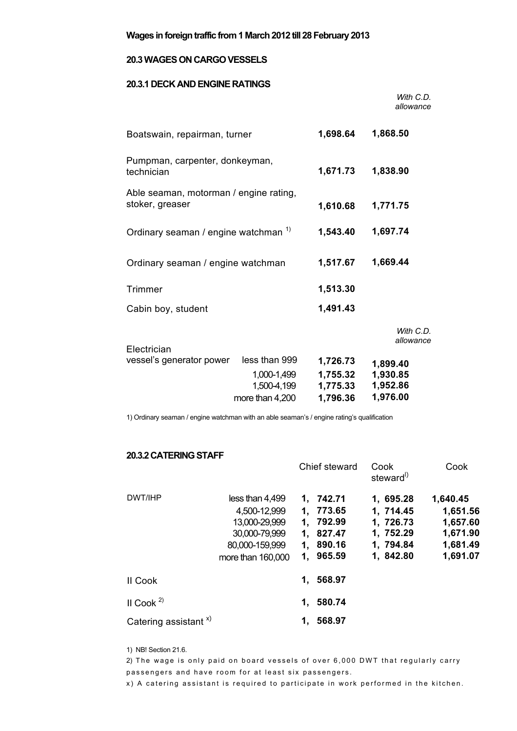**Wages in foreign traffic from 1 March 2012 till 28 February 2013**

## 20.3 WAGES ON CARGO VESSELS

### 20.3.1 DECK AND ENGINE RATINGS

| | | | *With C.D. allowance* |
|---|---|---|---|
| Boatswain, repairman, turner | | **1,698.64** | **1,868.50** |
| Pumpman, carpenter, donkeyman, technician | | **1,671.73** | **1,838.90** |
| Able seaman, motorman / engine rating, stoker, greaser | | **1,610.68** | **1,771.75** |
| Ordinary seaman / engine watchman [1)] | | **1,543.40** | **1,697.74** |
| Ordinary seaman / engine watchman | | **1,517.67** | **1,669.44** |
| Trimmer | | **1,513.30** | |
| Cabin boy, student | | **1,491.43** | |

| Electrician | | | *With C.D. allowance* |
|---|---|---|---|
| vessel's generator power | less than 999 | **1,726.73** | **1,899.40** |
| | 1,000-1,499 | **1,755.32** | **1,930.85** |
| | 1,500-4,199 | **1,775.33** | **1,952.86** |
| | more than 4,200 | **1,796.36** | **1,976.00** |

1) Ordinary seaman / engine watchman with an able seaman's / engine rating's qualification

### 20.3.2 CATERING STAFF

| | | Chief steward | Cook steward[1)] | Cook |
|---|---|---|---|---|
| DWT/IHP | less than 4,499 | **1, 742.71** | **1, 695.28** | **1,640.45** |
| | 4,500-12,999 | **1, 773.65** | **1, 714.45** | **1,651.56** |
| | 13,000-29,999 | **1, 792.99** | **1, 726.73** | **1,657.60** |
| | 30,000-79,999 | **1, 827.47** | **1, 752.29** | **1,671.90** |
| | 80,000-159,999 | **1, 890.16** | **1, 794.84** | **1,681.49** |
| | more than 160,000 | **1, 965.59** | **1, 842.80** | **1,691.07** |
| II Cook | | **1, 568.97** | | |
| II Cook [2)] | | **1, 580.74** | | |
| Catering assistant [x)] | | **1, 568.97** | | |

1) NB! Section 21.6.

2) The wage is only paid on board vessels of over 6,000 DWT that regularly carry passengers and have room for at least six passengers.

x) A catering assistant is required to participate in work performed in the kitchen.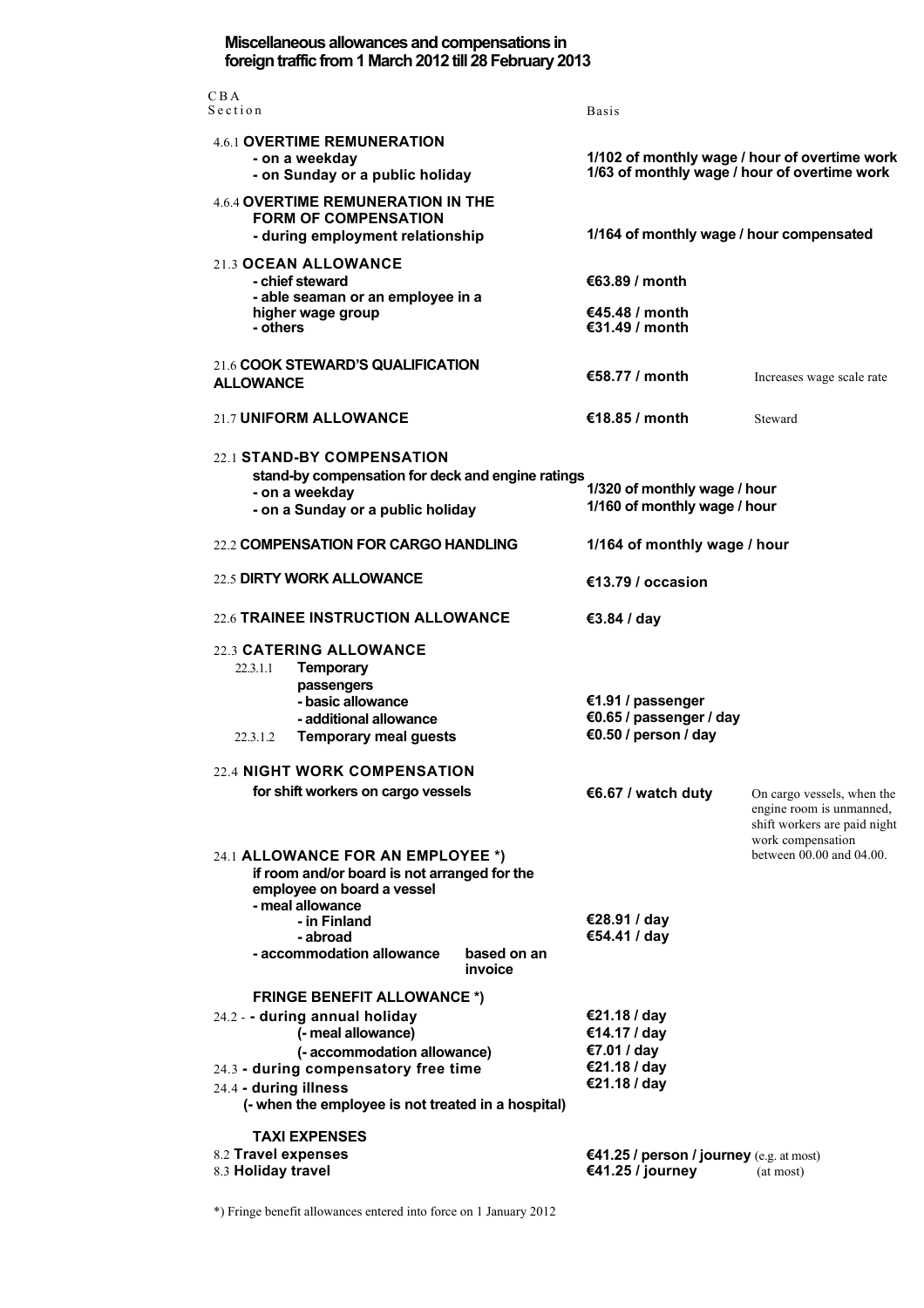# Miscellaneous allowances and compensations in foreign traffic from 1 March 2012 till 28 February 2013

| CBA Section | | Basis | |
|---|---|---|---|
| 4.6.1 | **OVERTIME REMUNERATION** | | |
| | **- on a weekday** | **1/102 of monthly wage / hour of overtime work** | |
| | **- on Sunday or a public holiday** | **1/63 of monthly wage / hour of overtime work** | |
| 4.6.4 | **OVERTIME REMUNERATION IN THE FORM OF COMPENSATION** | | |
| | **- during employment relationship** | **1/164 of monthly wage / hour compensated** | |
| 21.3 | **OCEAN ALLOWANCE** | | |
| | **- chief steward** | **€63.89 / month** | |
| | **- able seaman or an employee in a higher wage group** | **€45.48 / month** | |
| | **- others** | **€31.49 / month** | |
| 21.6 | **COOK STEWARD'S QUALIFICATION ALLOWANCE** | **€58.77 / month** | Increases wage scale rate |
| 21.7 | **UNIFORM ALLOWANCE** | **€18.85 / month** | Steward |
| 22.1 | **STAND-BY COMPENSATION** | | |
| | **stand-by compensation for deck and engine ratings** | | |
| | **- on a weekday** | **1/320 of monthly wage / hour** | |
| | **- on a Sunday or a public holiday** | **1/160 of monthly wage / hour** | |
| 22.2 | **COMPENSATION FOR CARGO HANDLING** | **1/164 of monthly wage / hour** | |
| 22.5 | **DIRTY WORK ALLOWANCE** | **€13.79 / occasion** | |
| 22.6 | **TRAINEE INSTRUCTION ALLOWANCE** | **€3.84 / day** | |
| 22.3 | **CATERING ALLOWANCE** | | |
| 22.3.1.1 | **Temporary passengers** | | |
| | **- basic allowance** | **€1.91 / passenger** | |
| | **- additional allowance** | **€0.65 / passenger / day** | |
| 22.3.1.2 | **Temporary meal guests** | **€0.50 / person / day** | |
| 22.4 | **NIGHT WORK COMPENSATION** | | |
| | **for shift workers on cargo vessels** | **€6.67 / watch duty** | On cargo vessels, when the engine room is unmanned, shift workers are paid night work compensation between 00.00 and 04.00. |
| 24.1 | **ALLOWANCE FOR AN EMPLOYEE \*)** | | |
| | **if room and/or board is not arranged for the employee on board a vessel** | | |
| | **- meal allowance** | | |
| | **- in Finland** | **€28.91 / day** | |
| | **- abroad** | **€54.41 / day** | |
| | **- accommodation allowance** — **based on an invoice** | | |
| | **FRINGE BENEFIT ALLOWANCE \*)** | | |
| 24.2 | **- during annual holiday** | **€21.18 / day** | |
| | **(- meal allowance)** | **€14.17 / day** | |
| | **(- accommodation allowance)** | **€7.01 / day** | |
| 24.3 | **- during compensatory free time** | **€21.18 / day** | |
| 24.4 | **- during illness** | **€21.18 / day** | |
| | **(- when the employee is not treated in a hospital)** | | |
| | **TAXI EXPENSES** | | |
| 8.2 | **Travel expenses** | **€41.25 / person / journey** (e.g. at most) | |
| 8.3 | **Holiday travel** | **€41.25 / journey** | (at most) |

*) Fringe benefit allowances entered into force on 1 January 2012